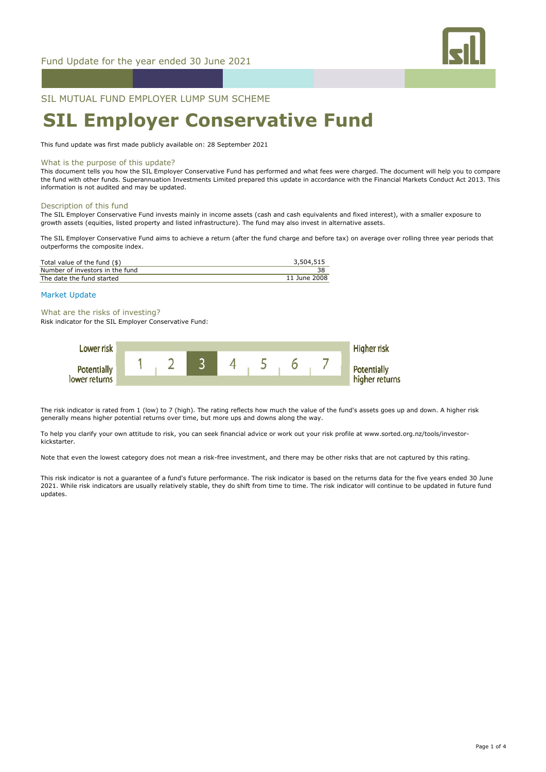Fund Update for the year ended 30 June 2021

SIL MUTUAL FUND EMPLOYER LUMP SUM SCHEME

# SIL Employer Conservative Fund

This fund update was first made publicly available on: 28 September 2021

## What is the purpose of this update?

This document tells you how the SIL Employer Conservative Fund has performed and what fees were charged. The document will help you to compare the fund with other funds. Superannuation Investments Limited prepared this update in accordance with the Financial Markets Conduct Act 2013. This information is not audited and may be updated.

## Description of this fund

The SIL Employer Conservative Fund invests mainly in income assets (cash and cash equivalents and fixed interest), with a smaller exposure to growth assets (equities, listed property and listed infrastructure). The fund may also invest in alternative assets.

The SIL Employer Conservative Fund aims to achieve a return (after the fund charge and before tax) on average over rolling three year periods that outperforms the composite index.

| | |
|---|---|
| Total value of the fund ($) | 3,504,515 |
| Number of investors in the fund | 38 |
| The date the fund started | 11 June 2008 |

Market Update

## What are the risks of investing?

Risk indicator for the SIL Employer Conservative Fund:

| Lower risk / Potentially lower returns | 1 | 2 | **3** | 4 | 5 | 6 | 7 | Higher risk / Potentially higher returns |
|---|---|---|---|---|---|---|---|---|

The risk indicator is rated from 1 (low) to 7 (high). The rating reflects how much the value of the fund's assets goes up and down. A higher risk generally means higher potential returns over time, but more ups and downs along the way.

To help you clarify your own attitude to risk, you can seek financial advice or work out your risk profile at www.sorted.org.nz/tools/investor-kickstarter.

Note that even the lowest category does not mean a risk-free investment, and there may be other risks that are not captured by this rating.

This risk indicator is not a guarantee of a fund's future performance. The risk indicator is based on the returns data for the five years ended 30 June 2021. While risk indicators are usually relatively stable, they do shift from time to time. The risk indicator will continue to be updated in future fund updates.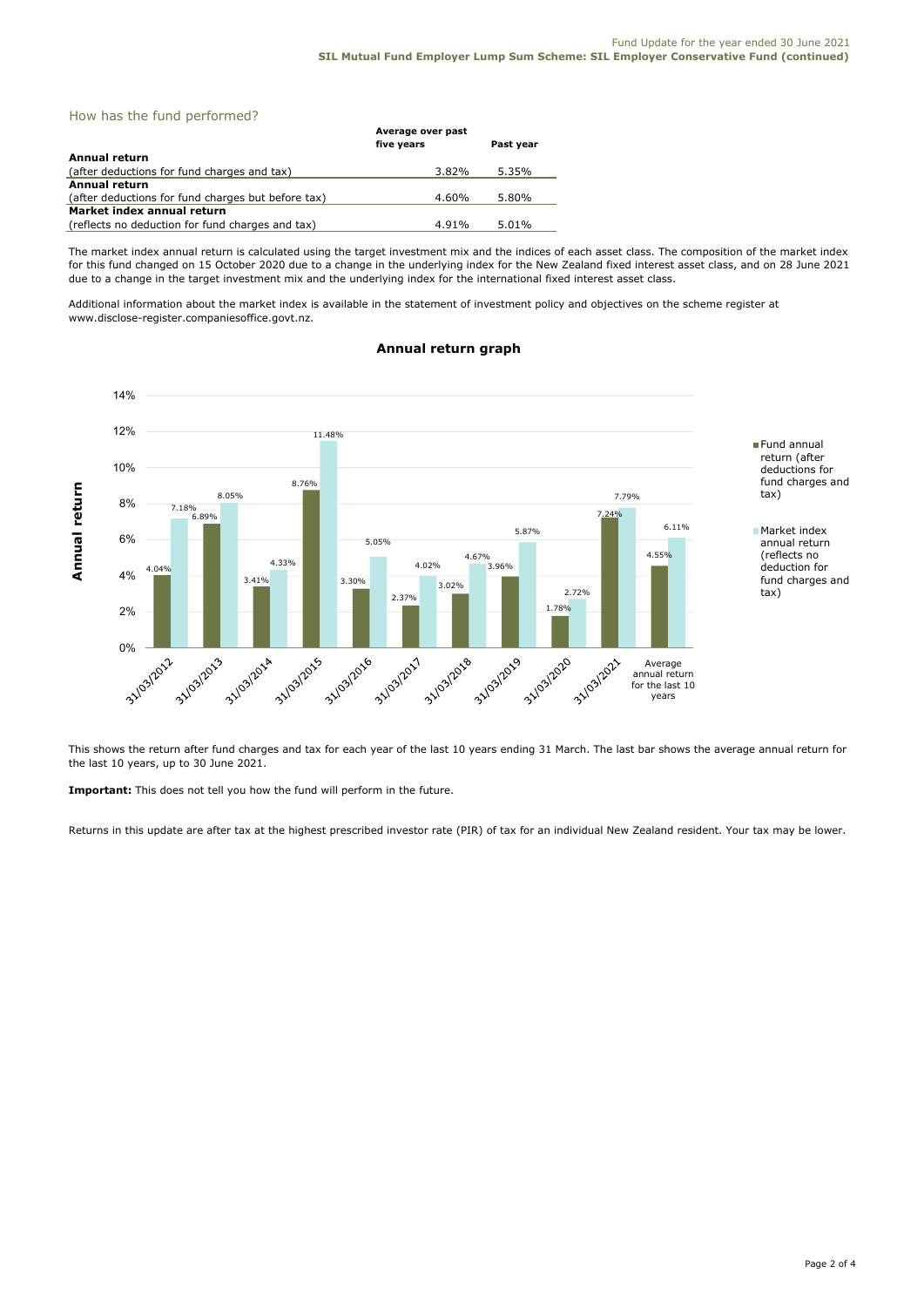## How has the fund performed?

| | Average over past five years | Past year |
|---|---|---|
| **Annual return** (after deductions for fund charges and tax) | 3.82% | 5.35% |
| **Annual return** (after deductions for fund charges but before tax) | 4.60% | 5.80% |
| **Market index annual return** (reflects no deduction for fund charges and tax) | 4.91% | 5.01% |

The market index annual return is calculated using the target investment mix and the indices of each asset class. The composition of the market index for this fund changed on 15 October 2020 due to a change in the underlying index for the New Zealand fixed interest asset class, and on 28 June 2021 due to a change in the target investment mix and the underlying index for the international fixed interest asset class.

Additional information about the market index is available in the statement of investment policy and objectives on the scheme register at www.disclose-register.companiesoffice.govt.nz.

### Annual return graph

| Year | Fund annual return (after deductions for fund charges and tax) | Market index annual return (reflects no deduction for fund charges and tax) |
|---|---|---|
| 31/03/2012 | 4.04% | 7.18% |
| 31/03/2013 | 6.89% | 8.05% |
| 31/03/2014 | 3.41% | 4.33% |
| 31/03/2015 | 8.76% | 11.48% |
| 31/03/2016 | 3.30% | 5.05% |
| 31/03/2017 | 2.37% | 4.02% |
| 31/03/2018 | 3.02% | 4.67% |
| 31/03/2019 | 3.96% | 5.87% |
| 31/03/2020 | 1.78% | 2.72% |
| 31/03/2021 | 7.24% | 7.79% |
| Average annual return for the last 10 years | 4.55% | 6.11% |

This shows the return after fund charges and tax for each year of the last 10 years ending 31 March. The last bar shows the average annual return for the last 10 years, up to 30 June 2021.

**Important:** This does not tell you how the fund will perform in the future.

Returns in this update are after tax at the highest prescribed investor rate (PIR) of tax for an individual New Zealand resident. Your tax may be lower.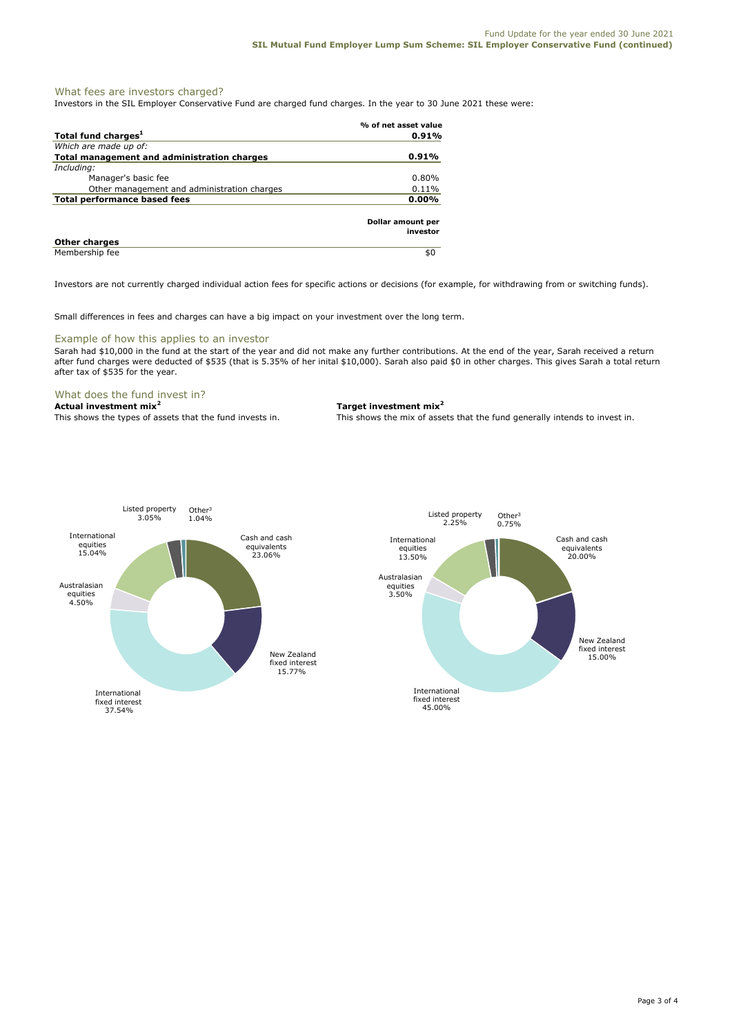## What fees are investors charged?

Investors in the SIL Employer Conservative Fund are charged fund charges. In the year to 30 June 2021 these were:

| | % of net asset value |
|---|---|
| **Total fund charges[1]** | **0.91%** |
| *Which are made up of:* | |
| **Total management and administration charges** | **0.91%** |
| *Including:* | |
| Manager's basic fee | 0.80% |
| Other management and administration charges | 0.11% |
| **Total performance based fees** | **0.00%** |
| | **Dollar amount per investor** |
| **Other charges** | |
| Membership fee | $0 |

Investors are not currently charged individual action fees for specific actions or decisions (for example, for withdrawing from or switching funds).

Small differences in fees and charges can have a big impact on your investment over the long term.

## Example of how this applies to an investor

Sarah had $10,000 in the fund at the start of the year and did not make any further contributions. At the end of the year, Sarah received a return after fund charges were deducted of $535 (that is 5.35% of her inital $10,000). Sarah also paid $0 in other charges. This gives Sarah a total return after tax of $535 for the year.

## What does the fund invest in?

**Actual investment mix[2]**

This shows the types of assets that the fund invests in.

| Asset class | Actual |
|---|---|
| Cash and cash equivalents | 23.06% |
| New Zealand fixed interest | 15.77% |
| International fixed interest | 37.54% |
| Australasian equities | 4.50% |
| International equities | 15.04% |
| Listed property | 3.05% |
| Other[3] | 1.04% |

**Target investment mix[2]**

This shows the mix of assets that the fund generally intends to invest in.

| Asset class | Target |
|---|---|
| Cash and cash equivalents | 20.00% |
| New Zealand fixed interest | 15.00% |
| International fixed interest | 45.00% |
| Australasian equities | 3.50% |
| International equities | 13.50% |
| Listed property | 2.25% |
| Other[3] | 0.75% |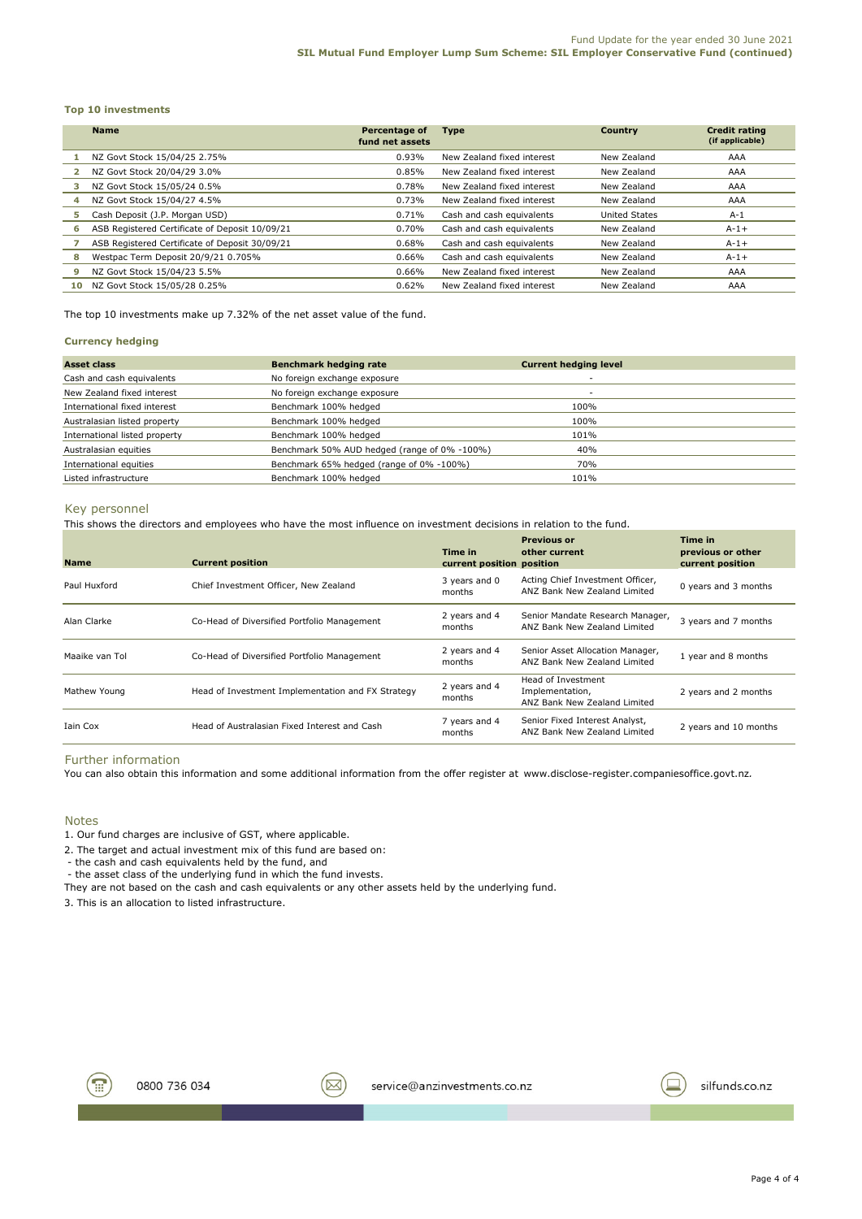### Top 10 investments

| | Name | Percentage of fund net assets | Type | Country | Credit rating (if applicable) |
|---|---|---|---|---|---|
| 1 | NZ Govt Stock 15/04/25 2.75% | 0.93% | New Zealand fixed interest | New Zealand | AAA |
| 2 | NZ Govt Stock 20/04/29 3.0% | 0.85% | New Zealand fixed interest | New Zealand | AAA |
| 3 | NZ Govt Stock 15/05/24 0.5% | 0.78% | New Zealand fixed interest | New Zealand | AAA |
| 4 | NZ Govt Stock 15/04/27 4.5% | 0.73% | New Zealand fixed interest | New Zealand | AAA |
| 5 | Cash Deposit (J.P. Morgan USD) | 0.71% | Cash and cash equivalents | United States | A-1 |
| 6 | ASB Registered Certificate of Deposit 10/09/21 | 0.70% | Cash and cash equivalents | New Zealand | A-1+ |
| 7 | ASB Registered Certificate of Deposit 30/09/21 | 0.68% | Cash and cash equivalents | New Zealand | A-1+ |
| 8 | Westpac Term Deposit 20/9/21 0.705% | 0.66% | Cash and cash equivalents | New Zealand | A-1+ |
| 9 | NZ Govt Stock 15/04/23 5.5% | 0.66% | New Zealand fixed interest | New Zealand | AAA |
| 10 | NZ Govt Stock 15/05/28 0.25% | 0.62% | New Zealand fixed interest | New Zealand | AAA |

The top 10 investments make up 7.32% of the net asset value of the fund.

### Currency hedging

| Asset class | Benchmark hedging rate | Current hedging level |
|---|---|---|
| Cash and cash equivalents | No foreign exchange exposure | - |
| New Zealand fixed interest | No foreign exchange exposure | - |
| International fixed interest | Benchmark 100% hedged | 100% |
| Australasian listed property | Benchmark 100% hedged | 100% |
| International listed property | Benchmark 100% hedged | 101% |
| Australasian equities | Benchmark 50% AUD hedged (range of 0% -100%) | 40% |
| International equities | Benchmark 65% hedged (range of 0% -100%) | 70% |
| Listed infrastructure | Benchmark 100% hedged | 101% |

## Key personnel

This shows the directors and employees who have the most influence on investment decisions in relation to the fund.

| Name | Current position | Time in current position | Previous or other current position | Time in previous or other current position |
|---|---|---|---|---|
| Paul Huxford | Chief Investment Officer, New Zealand | 3 years and 0 months | Acting Chief Investment Officer, ANZ Bank New Zealand Limited | 0 years and 3 months |
| Alan Clarke | Co-Head of Diversified Portfolio Management | 2 years and 4 months | Senior Mandate Research Manager, ANZ Bank New Zealand Limited | 3 years and 7 months |
| Maaike van Tol | Co-Head of Diversified Portfolio Management | 2 years and 4 months | Senior Asset Allocation Manager, ANZ Bank New Zealand Limited | 1 year and 8 months |
| Mathew Young | Head of Investment Implementation and FX Strategy | 2 years and 4 months | Head of Investment Implementation, ANZ Bank New Zealand Limited | 2 years and 2 months |
| Iain Cox | Head of Australasian Fixed Interest and Cash | 7 years and 4 months | Senior Fixed Interest Analyst, ANZ Bank New Zealand Limited | 2 years and 10 months |

## Further information

You can also obtain this information and some additional information from the offer register at www.disclose-register.companiesoffice.govt.nz.

## Notes

1. Our fund charges are inclusive of GST, where applicable.
2. The target and actual investment mix of this fund are based on:
 - the cash and cash equivalents held by the fund, and
 - the asset class of the underlying fund in which the fund invests.

They are not based on the cash and cash equivalents or any other assets held by the underlying fund.

3. This is an allocation to listed infrastructure.

0800 736 034

service@anzinvestments.co.nz

silfunds.co.nz